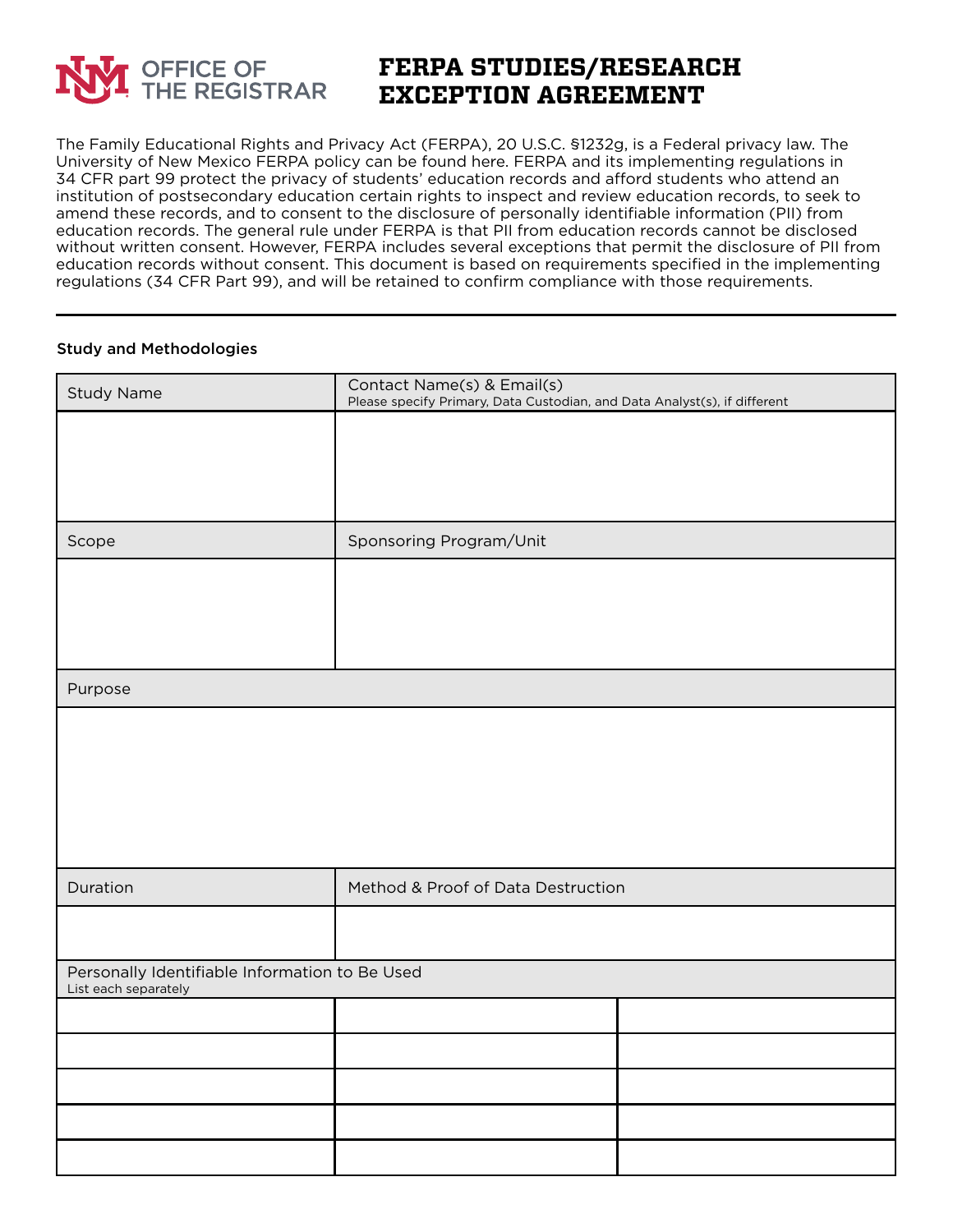OFFICE OF THE REGISTRAR

# FERPA STUDIES/RESEARCH EXCEPTION AGREEMENT

The Family Educational Rights and Privacy Act (FERPA), 20 U.S.C. §1232g, is a Federal privacy law. The University of New Mexico FERPA policy can be found here. FERPA and its implementing regulations in 34 CFR part 99 protect the privacy of students' education records and afford students who attend an institution of postsecondary education certain rights to inspect and review education records, to seek to amend these records, and to consent to the disclosure of personally identifiable information (PII) from education records. The general rule under FERPA is that PII from education records cannot be disclosed without written consent. However, FERPA includes several exceptions that permit the disclosure of PII from education records without consent. This document is based on requirements specified in the implementing regulations (34 CFR Part 99), and will be retained to confirm compliance with those requirements.

---

### Study and Methodologies

| Study Name | Contact Name(s) & Email(s)<br>Please specify Primary, Data Custodian, and Data Analyst(s), if different |
| --- | --- |
| | |
| **Scope** | **Sponsoring Program/Unit** |
| | |

| Purpose |
| --- |
| |

| Duration | Method & Proof of Data Destruction |
| --- | --- |
| | |

| Personally Identifiable Information to Be Used<br>List each separately | | |
| --- | --- | --- |
| | | |
| | | |
| | | |
| | | |
| | | |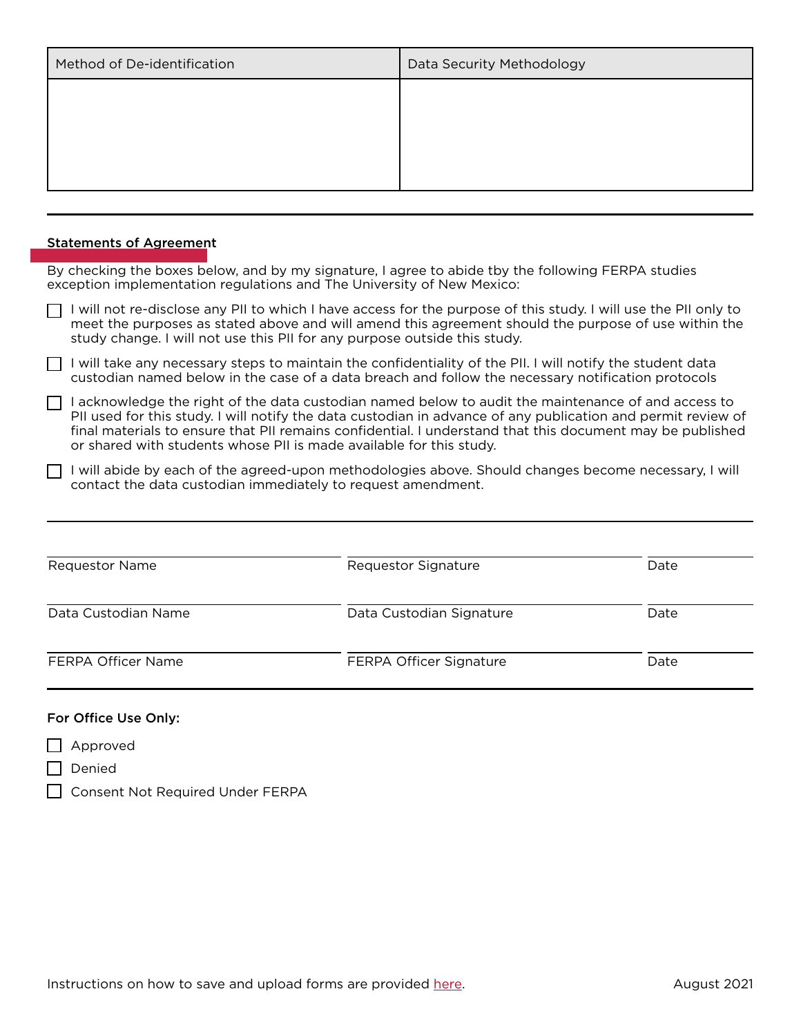| Method of De-identification | Data Security Methodology |
| --- | --- |
| | |

---

**Statements of Agreement**

By checking the boxes below, and by my signature, I agree to abide tby the following FERPA studies exception implementation regulations and The University of New Mexico:

- ☐ I will not re-disclose any PII to which I have access for the purpose of this study. I will use the PII only to meet the purposes as stated above and will amend this agreement should the purpose of use within the study change. I will not use this PII for any purpose outside this study.
- ☐ I will take any necessary steps to maintain the confidentiality of the PII. I will notify the student data custodian named below in the case of a data breach and follow the necessary notification protocols
- ☐ I acknowledge the right of the data custodian named below to audit the maintenance of and access to PII used for this study. I will notify the data custodian in advance of any publication and permit review of final materials to ensure that PII remains confidential. I understand that this document may be published or shared with students whose PII is made available for this study.
- ☐ I will abide by each of the agreed-upon methodologies above. Should changes become necessary, I will contact the data custodian immediately to request amendment.

---

| | | |
| --- | --- | --- |
| Requestor Name | Requestor Signature | Date |
| Data Custodian Name | Data Custodian Signature | Date |
| FERPA Officer Name | FERPA Officer Signature | Date |

---

**For Office Use Only:**

- ☐ Approved
- ☐ Denied
- ☐ Consent Not Required Under FERPA

Instructions on how to save and upload forms are provided here.

August 2021